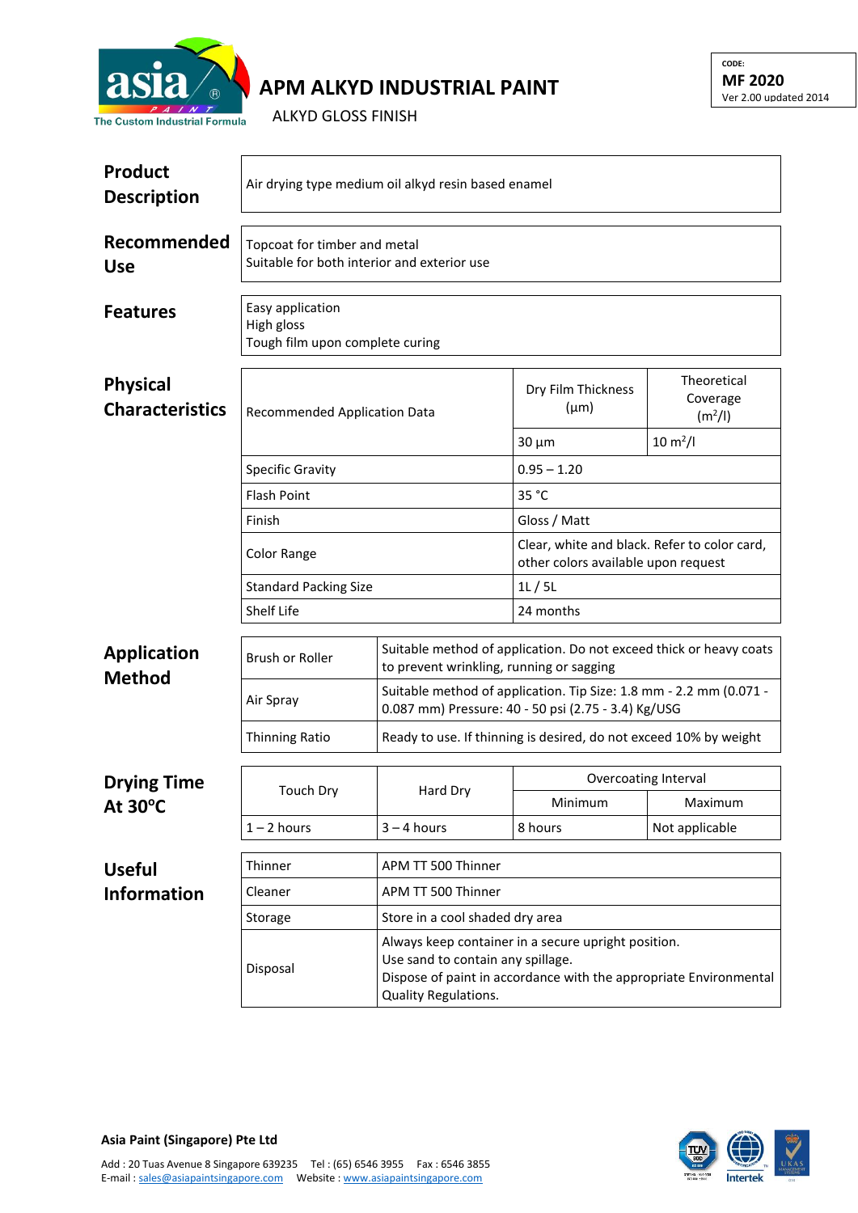# APM ALKYD INDUSTRIAL PAINT

ALKYD GLOSS FINISH

CODE:
**MF 2020**
Ver 2.00 updated 2014

## Product Description

Air drying type medium oil alkyd resin based enamel

## Recommended Use

Topcoat for timber and metal
Suitable for both interior and exterior use

## Features

Easy application
High gloss
Tough film upon complete curing

## Physical Characteristics

| Recommended Application Data | Dry Film Thickness (µm) | Theoretical Coverage ($m^2/l$) |
|---|---|---|
| | 30 µm | 10 $m^2/l$ |
| Specific Gravity | 0.95 – 1.20 | |
| Flash Point | 35 °C | |
| Finish | Gloss / Matt | |
| Color Range | Clear, white and black. Refer to color card, other colors available upon request | |
| Standard Packing Size | 1L / 5L | |
| Shelf Life | 24 months | |

## Application Method

| | |
|---|---|
| Brush or Roller | Suitable method of application. Do not exceed thick or heavy coats to prevent wrinkling, running or sagging |
| Air Spray | Suitable method of application. Tip Size: 1.8 mm - 2.2 mm (0.071 - 0.087 mm) Pressure: 40 - 50 psi (2.75 - 3.4) Kg/USG |
| Thinning Ratio | Ready to use. If thinning is desired, do not exceed 10% by weight |

## Drying Time At 30°C

| Touch Dry | Hard Dry | Overcoating Interval | |
|---|---|---|---|
| | | Minimum | Maximum |
| 1 – 2 hours | 3 – 4 hours | 8 hours | Not applicable |

## Useful Information

| | |
|---|---|
| Thinner | APM TT 500 Thinner |
| Cleaner | APM TT 500 Thinner |
| Storage | Store in a cool shaded dry area |
| Disposal | Always keep container in a secure upright position.<br>Use sand to contain any spillage.<br>Dispose of paint in accordance with the appropriate Environmental Quality Regulations. |

**Asia Paint (Singapore) Pte Ltd**

Add : 20 Tuas Avenue 8 Singapore 639235 Tel : (65) 6546 3955 Fax : 6546 3855
E-mail : sales@asiapaintsingapore.com Website : www.asiapaintsingapore.com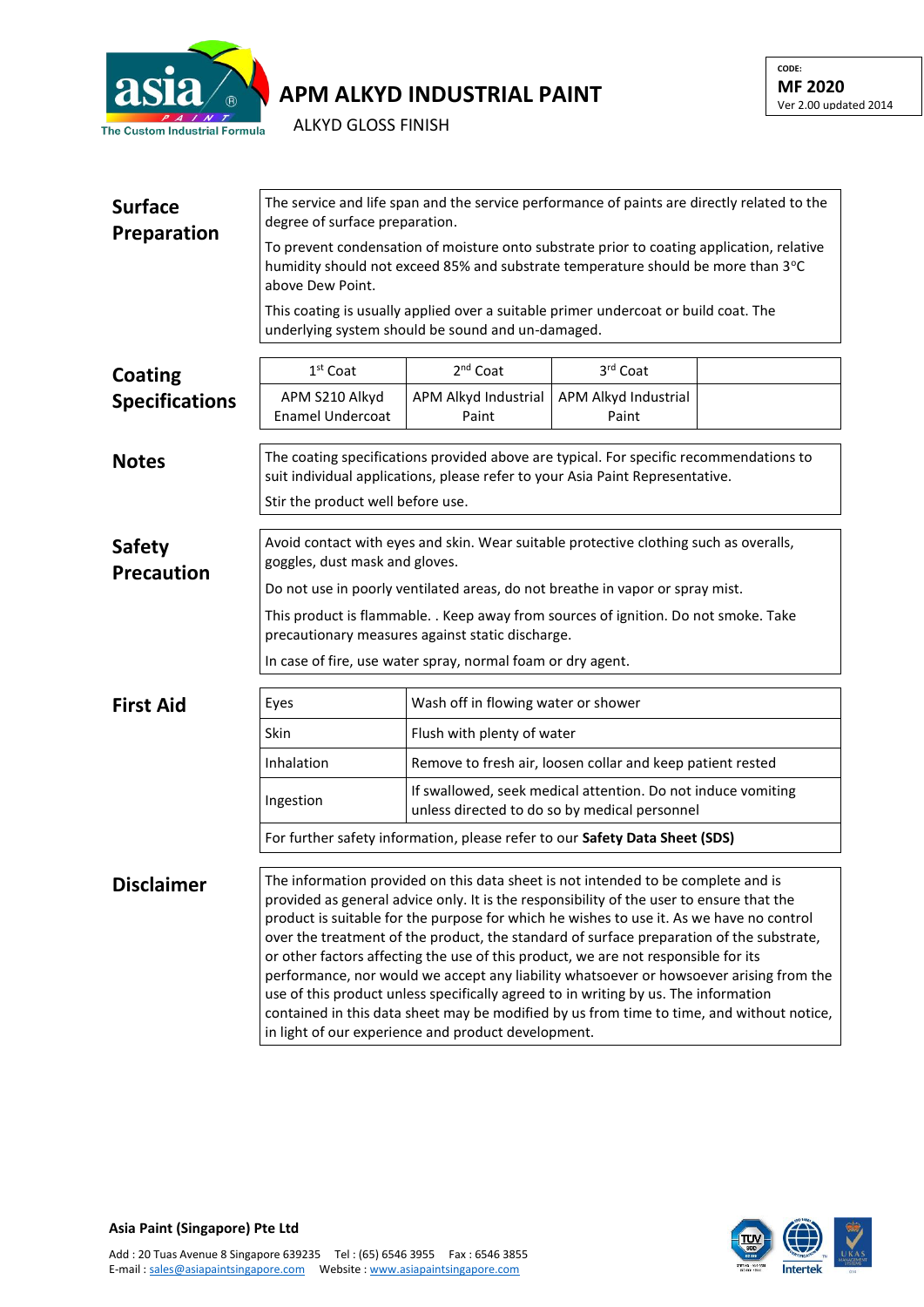# APM ALKYD INDUSTRIAL PAINT

ALKYD GLOSS FINISH

CODE:
**MF 2020**
Ver 2.00 updated 2014

## Surface Preparation

The service and life span and the service performance of paints are directly related to the degree of surface preparation.

To prevent condensation of moisture onto substrate prior to coating application, relative humidity should not exceed 85% and substrate temperature should be more than 3°C above Dew Point.

This coating is usually applied over a suitable primer undercoat or build coat. The underlying system should be sound and un-damaged.

## Coating Specifications

| 1st Coat | 2nd Coat | 3rd Coat | |
|---|---|---|---|
| APM S210 Alkyd Enamel Undercoat | APM Alkyd Industrial Paint | APM Alkyd Industrial Paint | |

## Notes

The coating specifications provided above are typical. For specific recommendations to suit individual applications, please refer to your Asia Paint Representative.

Stir the product well before use.

## Safety Precaution

Avoid contact with eyes and skin. Wear suitable protective clothing such as overalls, goggles, dust mask and gloves.

Do not use in poorly ventilated areas, do not breathe in vapor or spray mist.

This product is flammable. . Keep away from sources of ignition. Do not smoke. Take precautionary measures against static discharge.

In case of fire, use water spray, normal foam or dry agent.

## First Aid

| | |
|---|---|
| Eyes | Wash off in flowing water or shower |
| Skin | Flush with plenty of water |
| Inhalation | Remove to fresh air, loosen collar and keep patient rested |
| Ingestion | If swallowed, seek medical attention. Do not induce vomiting unless directed to do so by medical personnel |

For further safety information, please refer to our **Safety Data Sheet (SDS)**

## Disclaimer

The information provided on this data sheet is not intended to be complete and is provided as general advice only. It is the responsibility of the user to ensure that the product is suitable for the purpose for which he wishes to use it. As we have no control over the treatment of the product, the standard of surface preparation of the substrate, or other factors affecting the use of this product, we are not responsible for its performance, nor would we accept any liability whatsoever or howsoever arising from the use of this product unless specifically agreed to in writing by us. The information contained in this data sheet may be modified by us from time to time, and without notice, in light of our experience and product development.

**Asia Paint (Singapore) Pte Ltd**

Add : 20 Tuas Avenue 8 Singapore 639235 Tel : (65) 6546 3955 Fax : 6546 3855
E-mail : sales@asiapaintsingapore.com Website : www.asiapaintsingapore.com